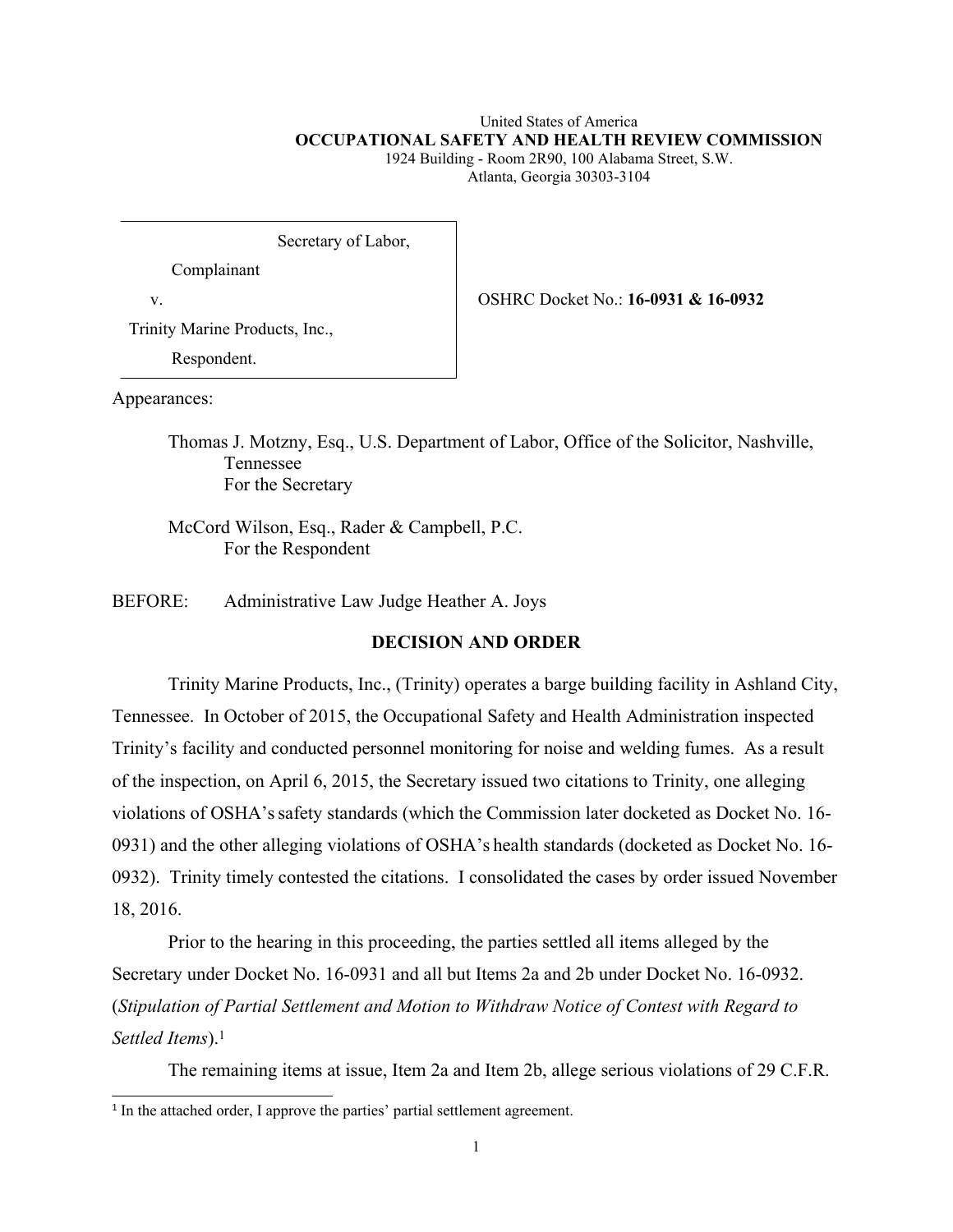United States of America
**OCCUPATIONAL SAFETY AND HEALTH REVIEW COMMISSION**
1924 Building - Room 2R90, 100 Alabama Street, S.W.
Atlanta, Georgia 30303-3104

Secretary of Labor,

Complainant

v.

Trinity Marine Products, Inc.,

Respondent.

OSHRC Docket No.: **16-0931 & 16-0932**

Appearances:

Thomas J. Motzny, Esq., U.S. Department of Labor, Office of the Solicitor, Nashville, Tennessee
For the Secretary

McCord Wilson, Esq., Rader & Campbell, P.C.
For the Respondent

BEFORE: Administrative Law Judge Heather A. Joys

## DECISION AND ORDER

Trinity Marine Products, Inc., (Trinity) operates a barge building facility in Ashland City, Tennessee. In October of 2015, the Occupational Safety and Health Administration inspected Trinity's facility and conducted personnel monitoring for noise and welding fumes. As a result of the inspection, on April 6, 2015, the Secretary issued two citations to Trinity, one alleging violations of OSHA's safety standards (which the Commission later docketed as Docket No. 16-0931) and the other alleging violations of OSHA's health standards (docketed as Docket No. 16-0932). Trinity timely contested the citations. I consolidated the cases by order issued November 18, 2016.

Prior to the hearing in this proceeding, the parties settled all items alleged by the Secretary under Docket No. 16-0931 and all but Items 2a and 2b under Docket No. 16-0932. (*Stipulation of Partial Settlement and Motion to Withdraw Notice of Contest with Regard to Settled Items*).[1]

The remaining items at issue, Item 2a and Item 2b, allege serious violations of 29 C.F.R.

[1] In the attached order, I approve the parties' partial settlement agreement.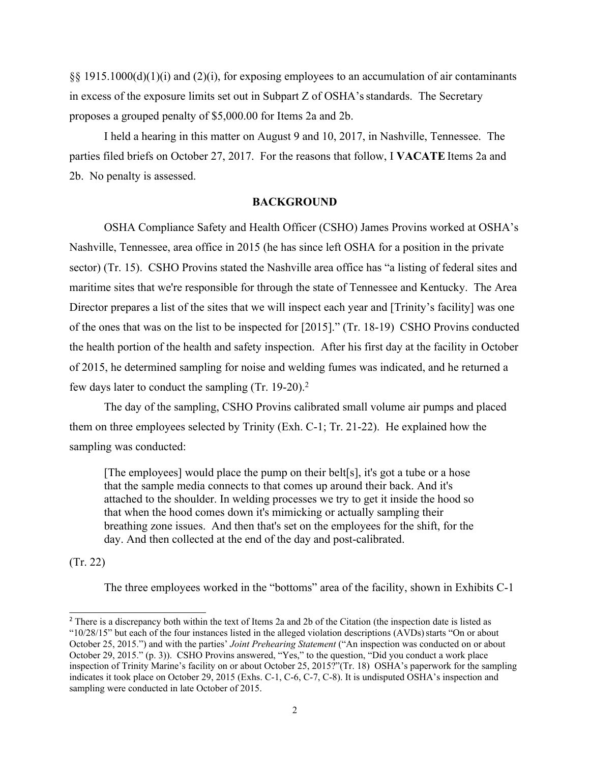§§ 1915.1000(d)(1)(i) and (2)(i), for exposing employees to an accumulation of air contaminants in excess of the exposure limits set out in Subpart Z of OSHA's standards. The Secretary proposes a grouped penalty of $5,000.00 for Items 2a and 2b.

I held a hearing in this matter on August 9 and 10, 2017, in Nashville, Tennessee. The parties filed briefs on October 27, 2017. For the reasons that follow, I **VACATE** Items 2a and 2b. No penalty is assessed.

## BACKGROUND

OSHA Compliance Safety and Health Officer (CSHO) James Provins worked at OSHA's Nashville, Tennessee, area office in 2015 (he has since left OSHA for a position in the private sector) (Tr. 15). CSHO Provins stated the Nashville area office has "a listing of federal sites and maritime sites that we're responsible for through the state of Tennessee and Kentucky. The Area Director prepares a list of the sites that we will inspect each year and [Trinity's facility] was one of the ones that was on the list to be inspected for [2015]." (Tr. 18-19) CSHO Provins conducted the health portion of the health and safety inspection. After his first day at the facility in October of 2015, he determined sampling for noise and welding fumes was indicated, and he returned a few days later to conduct the sampling (Tr. 19-20).[2]

The day of the sampling, CSHO Provins calibrated small volume air pumps and placed them on three employees selected by Trinity (Exh. C-1; Tr. 21-22). He explained how the sampling was conducted:

> [The employees] would place the pump on their belt[s], it's got a tube or a hose that the sample media connects to that comes up around their back. And it's attached to the shoulder. In welding processes we try to get it inside the hood so that when the hood comes down it's mimicking or actually sampling their breathing zone issues. And then that's set on the employees for the shift, for the day. And then collected at the end of the day and post-calibrated.

(Tr. 22)

The three employees worked in the "bottoms" area of the facility, shown in Exhibits C-1

---

[2] There is a discrepancy both within the text of Items 2a and 2b of the Citation (the inspection date is listed as "10/28/15" but each of the four instances listed in the alleged violation descriptions (AVDs) starts "On or about October 25, 2015.") and with the parties' *Joint Prehearing Statement* ("An inspection was conducted on or about October 29, 2015." (p. 3)). CSHO Provins answered, "Yes," to the question, "Did you conduct a work place inspection of Trinity Marine's facility on or about October 25, 2015?"(Tr. 18) OSHA's paperwork for the sampling indicates it took place on October 29, 2015 (Exhs. C-1, C-6, C-7, C-8). It is undisputed OSHA's inspection and sampling were conducted in late October of 2015.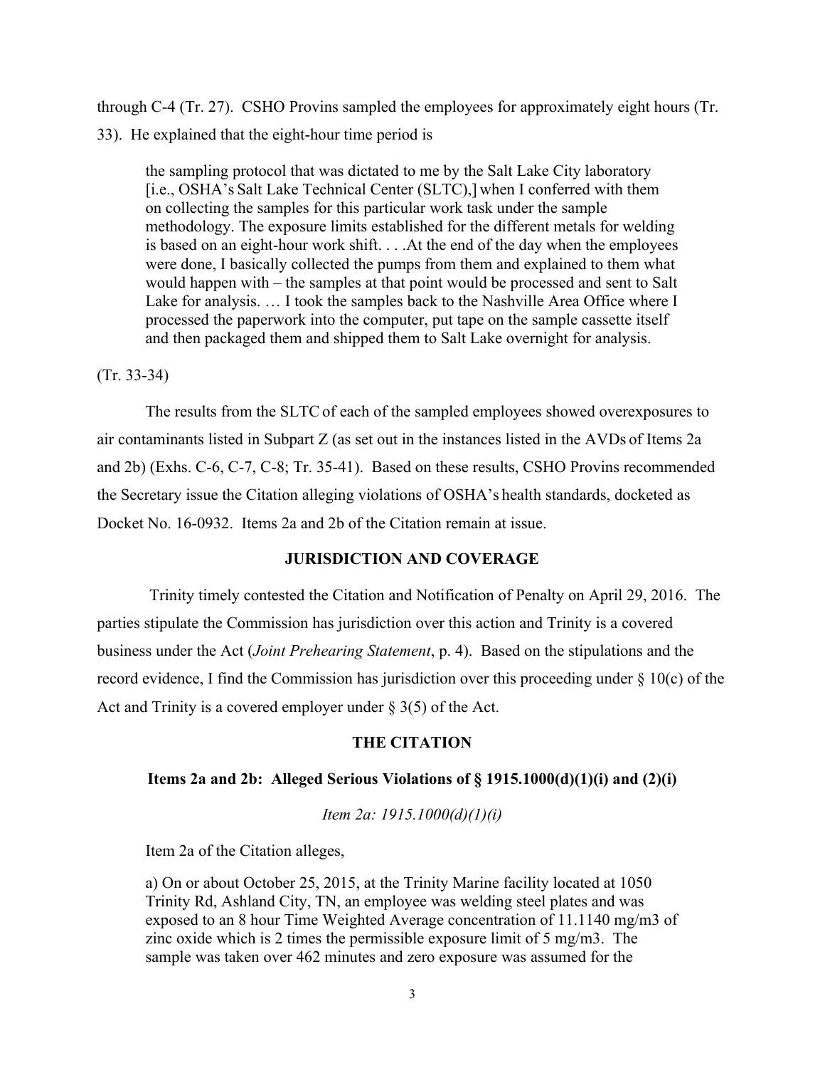through C-4 (Tr. 27). CSHO Provins sampled the employees for approximately eight hours (Tr. 33). He explained that the eight-hour time period is

> the sampling protocol that was dictated to me by the Salt Lake City laboratory [i.e., OSHA's Salt Lake Technical Center (SLTC),] when I conferred with them on collecting the samples for this particular work task under the sample methodology. The exposure limits established for the different metals for welding is based on an eight-hour work shift. . . .At the end of the day when the employees were done, I basically collected the pumps from them and explained to them what would happen with – the samples at that point would be processed and sent to Salt Lake for analysis. … I took the samples back to the Nashville Area Office where I processed the paperwork into the computer, put tape on the sample cassette itself and then packaged them and shipped them to Salt Lake overnight for analysis.

(Tr. 33-34)

The results from the SLTC of each of the sampled employees showed overexposures to air contaminants listed in Subpart Z (as set out in the instances listed in the AVDs of Items 2a and 2b) (Exhs. C-6, C-7, C-8; Tr. 35-41). Based on these results, CSHO Provins recommended the Secretary issue the Citation alleging violations of OSHA's health standards, docketed as Docket No. 16-0932. Items 2a and 2b of the Citation remain at issue.

## JURISDICTION AND COVERAGE

Trinity timely contested the Citation and Notification of Penalty on April 29, 2016. The parties stipulate the Commission has jurisdiction over this action and Trinity is a covered business under the Act (*Joint Prehearing Statement*, p. 4). Based on the stipulations and the record evidence, I find the Commission has jurisdiction over this proceeding under § 10(c) of the Act and Trinity is a covered employer under § 3(5) of the Act.

## THE CITATION

### Items 2a and 2b: Alleged Serious Violations of § 1915.1000(d)(1)(i) and (2)(i)

*Item 2a: 1915.1000(d)(1)(i)*

Item 2a of the Citation alleges,

> a) On or about October 25, 2015, at the Trinity Marine facility located at 1050 Trinity Rd, Ashland City, TN, an employee was welding steel plates and was exposed to an 8 hour Time Weighted Average concentration of 11.1140 mg/m3 of zinc oxide which is 2 times the permissible exposure limit of 5 mg/m3. The sample was taken over 462 minutes and zero exposure was assumed for the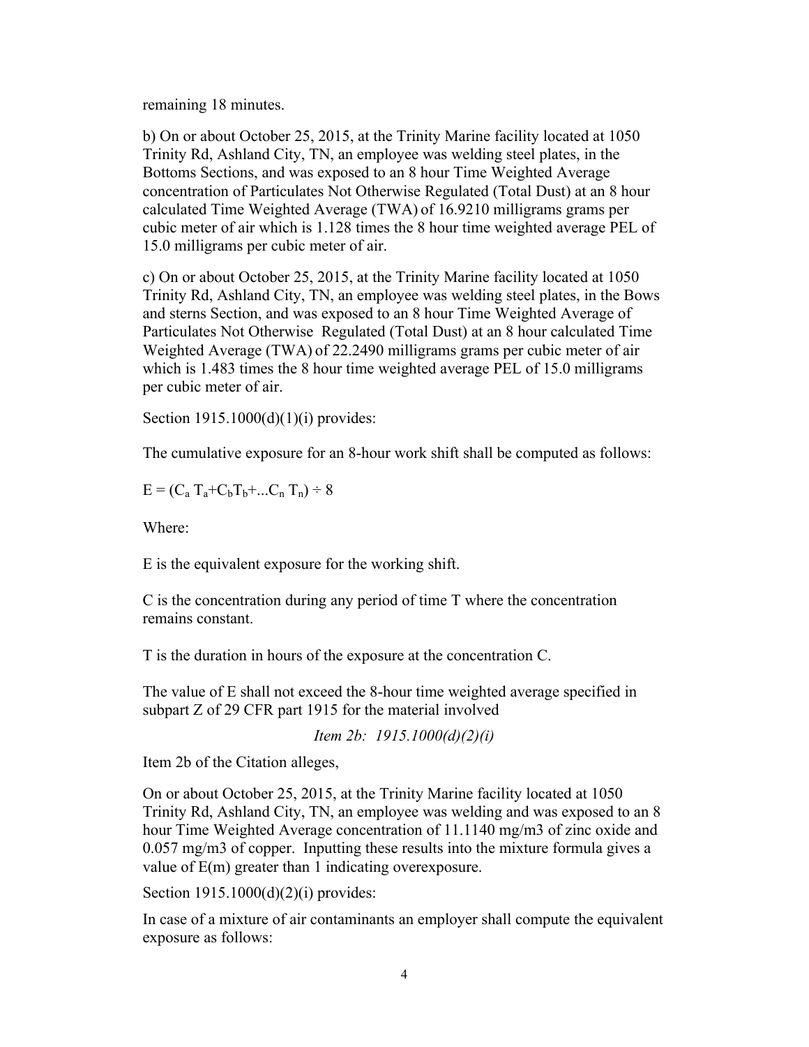remaining 18 minutes.

b) On or about October 25, 2015, at the Trinity Marine facility located at 1050 Trinity Rd, Ashland City, TN, an employee was welding steel plates, in the Bottoms Sections, and was exposed to an 8 hour Time Weighted Average concentration of Particulates Not Otherwise Regulated (Total Dust) at an 8 hour calculated Time Weighted Average (TWA) of 16.9210 milligrams grams per cubic meter of air which is 1.128 times the 8 hour time weighted average PEL of 15.0 milligrams per cubic meter of air.

c) On or about October 25, 2015, at the Trinity Marine facility located at 1050 Trinity Rd, Ashland City, TN, an employee was welding steel plates, in the Bows and sterns Section, and was exposed to an 8 hour Time Weighted Average of Particulates Not Otherwise Regulated (Total Dust) at an 8 hour calculated Time Weighted Average (TWA) of 22.2490 milligrams grams per cubic meter of air which is 1.483 times the 8 hour time weighted average PEL of 15.0 milligrams per cubic meter of air.

Section 1915.1000(d)(1)(i) provides:

The cumulative exposure for an 8-hour work shift shall be computed as follows:

$E = (C_a T_a + C_b T_b + \ldots C_n T_n) \div 8$

Where:

E is the equivalent exposure for the working shift.

C is the concentration during any period of time T where the concentration remains constant.

T is the duration in hours of the exposure at the concentration C.

The value of E shall not exceed the 8-hour time weighted average specified in subpart Z of 29 CFR part 1915 for the material involved

*Item 2b: 1915.1000(d)(2)(i)*

Item 2b of the Citation alleges,

On or about October 25, 2015, at the Trinity Marine facility located at 1050 Trinity Rd, Ashland City, TN, an employee was welding and was exposed to an 8 hour Time Weighted Average concentration of 11.1140 mg/m3 of zinc oxide and 0.057 mg/m3 of copper. Inputting these results into the mixture formula gives a value of E(m) greater than 1 indicating overexposure.

Section 1915.1000(d)(2)(i) provides:

In case of a mixture of air contaminants an employer shall compute the equivalent exposure as follows: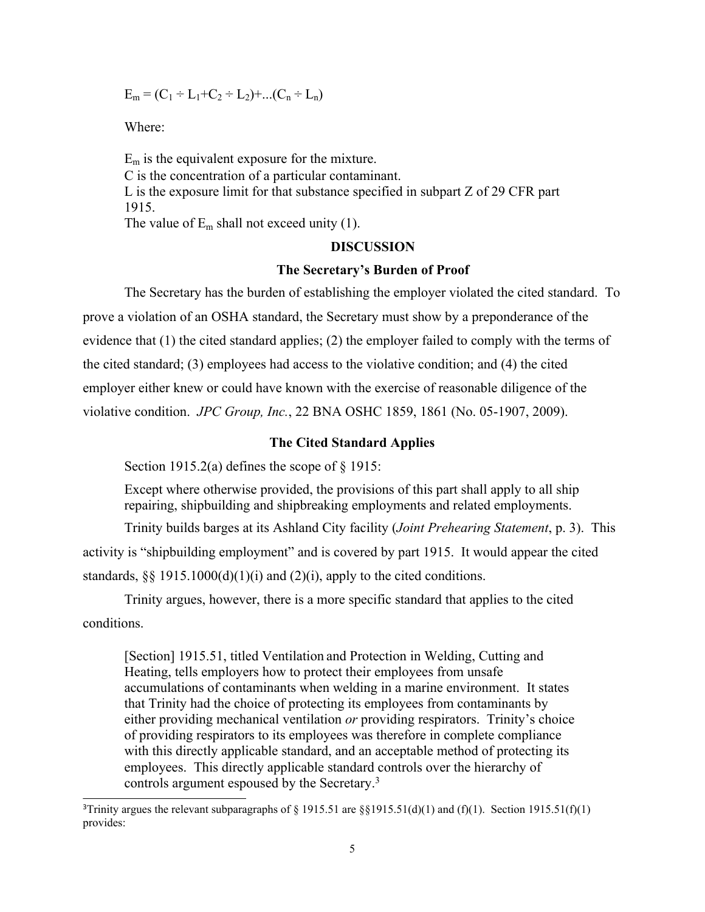$E_m = (C_1 \div L_1 + C_2 \div L_2) + ...(C_n \div L_n)$

Where:

$E_m$ is the equivalent exposure for the mixture.
C is the concentration of a particular contaminant.
L is the exposure limit for that substance specified in subpart Z of 29 CFR part 1915.
The value of $E_m$ shall not exceed unity (1).

## DISCUSSION

### The Secretary's Burden of Proof

The Secretary has the burden of establishing the employer violated the cited standard. To prove a violation of an OSHA standard, the Secretary must show by a preponderance of the evidence that (1) the cited standard applies; (2) the employer failed to comply with the terms of the cited standard; (3) employees had access to the violative condition; and (4) the cited employer either knew or could have known with the exercise of reasonable diligence of the violative condition. *JPC Group, Inc.*, 22 BNA OSHC 1859, 1861 (No. 05-1907, 2009).

### The Cited Standard Applies

Section 1915.2(a) defines the scope of § 1915:

> Except where otherwise provided, the provisions of this part shall apply to all ship repairing, shipbuilding and shipbreaking employments and related employments.

Trinity builds barges at its Ashland City facility (*Joint Prehearing Statement*, p. 3). This activity is "shipbuilding employment" and is covered by part 1915. It would appear the cited standards, §§ 1915.1000(d)(1)(i) and (2)(i), apply to the cited conditions.

Trinity argues, however, there is a more specific standard that applies to the cited conditions.

> [Section] 1915.51, titled Ventilation and Protection in Welding, Cutting and Heating, tells employers how to protect their employees from unsafe accumulations of contaminants when welding in a marine environment. It states that Trinity had the choice of protecting its employees from contaminants by either providing mechanical ventilation *or* providing respirators. Trinity's choice of providing respirators to its employees was therefore in complete compliance with this directly applicable standard, and an acceptable method of protecting its employees. This directly applicable standard controls over the hierarchy of controls argument espoused by the Secretary.[3]

[3]Trinity argues the relevant subparagraphs of § 1915.51 are §§1915.51(d)(1) and (f)(1). Section 1915.51(f)(1) provides: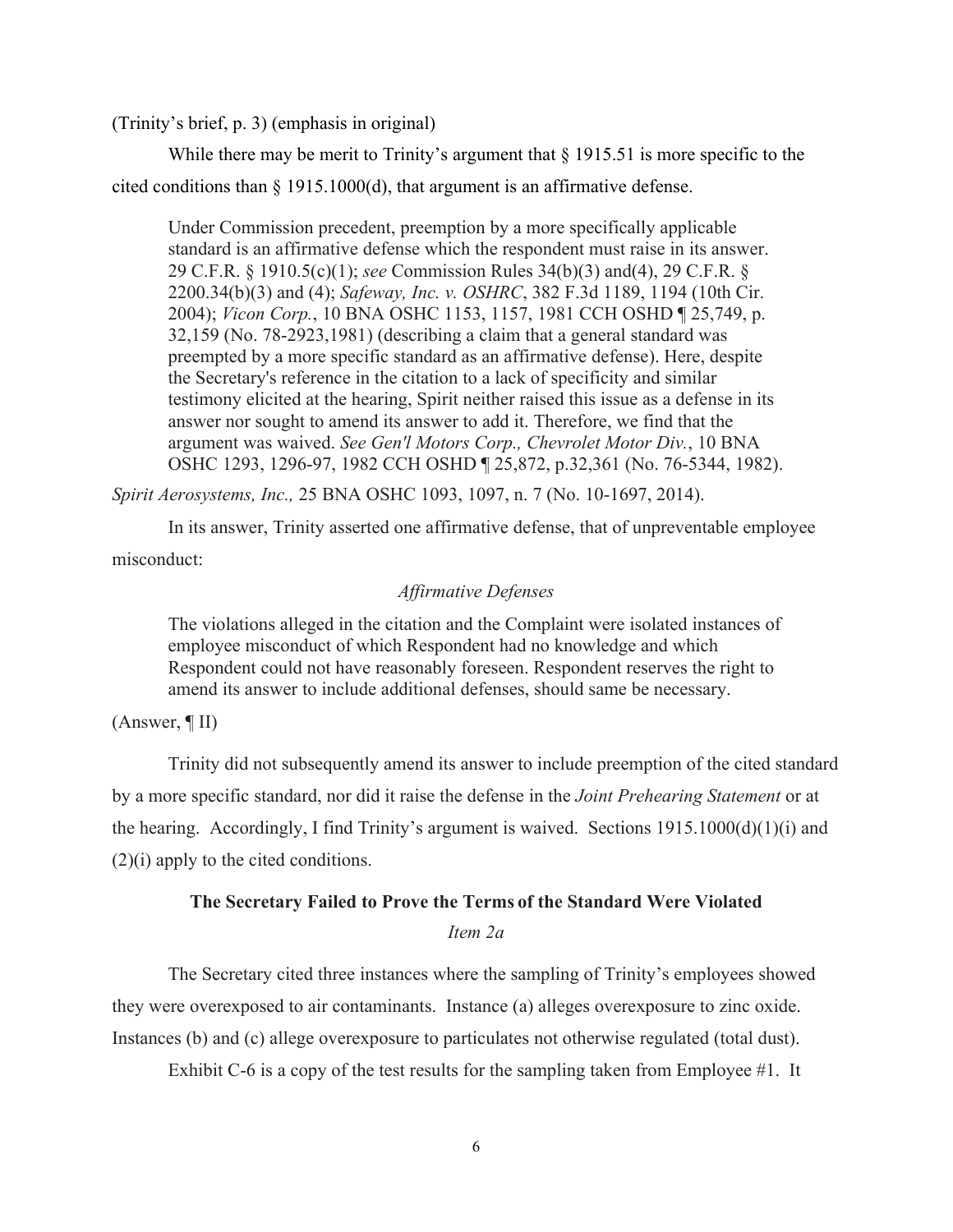(Trinity's brief, p. 3) (emphasis in original)

While there may be merit to Trinity's argument that § 1915.51 is more specific to the cited conditions than § 1915.1000(d), that argument is an affirmative defense.

> Under Commission precedent, preemption by a more specifically applicable standard is an affirmative defense which the respondent must raise in its answer. 29 C.F.R. § 1910.5(c)(1); *see* Commission Rules 34(b)(3) and(4), 29 C.F.R. § 2200.34(b)(3) and (4); *Safeway, Inc. v. OSHRC*, 382 F.3d 1189, 1194 (10th Cir. 2004); *Vicon Corp.*, 10 BNA OSHC 1153, 1157, 1981 CCH OSHD ¶ 25,749, p. 32,159 (No. 78-2923,1981) (describing a claim that a general standard was preempted by a more specific standard as an affirmative defense). Here, despite the Secretary's reference in the citation to a lack of specificity and similar testimony elicited at the hearing, Spirit neither raised this issue as a defense in its answer nor sought to amend its answer to add it. Therefore, we find that the argument was waived. *See Gen'l Motors Corp., Chevrolet Motor Div.*, 10 BNA OSHC 1293, 1296-97, 1982 CCH OSHD ¶ 25,872, p.32,361 (No. 76-5344, 1982).

*Spirit Aerosystems, Inc.,* 25 BNA OSHC 1093, 1097, n. 7 (No. 10-1697, 2014).

In its answer, Trinity asserted one affirmative defense, that of unpreventable employee misconduct:

> *Affirmative Defenses*
>
> The violations alleged in the citation and the Complaint were isolated instances of employee misconduct of which Respondent had no knowledge and which Respondent could not have reasonably foreseen. Respondent reserves the right to amend its answer to include additional defenses, should same be necessary.

(Answer, ¶ II)

Trinity did not subsequently amend its answer to include preemption of the cited standard by a more specific standard, nor did it raise the defense in the *Joint Prehearing Statement* or at the hearing. Accordingly, I find Trinity's argument is waived. Sections 1915.1000(d)(1)(i) and (2)(i) apply to the cited conditions.

## The Secretary Failed to Prove the Terms of the Standard Were Violated

*Item 2a*

The Secretary cited three instances where the sampling of Trinity's employees showed they were overexposed to air contaminants. Instance (a) alleges overexposure to zinc oxide. Instances (b) and (c) allege overexposure to particulates not otherwise regulated (total dust).

Exhibit C-6 is a copy of the test results for the sampling taken from Employee #1. It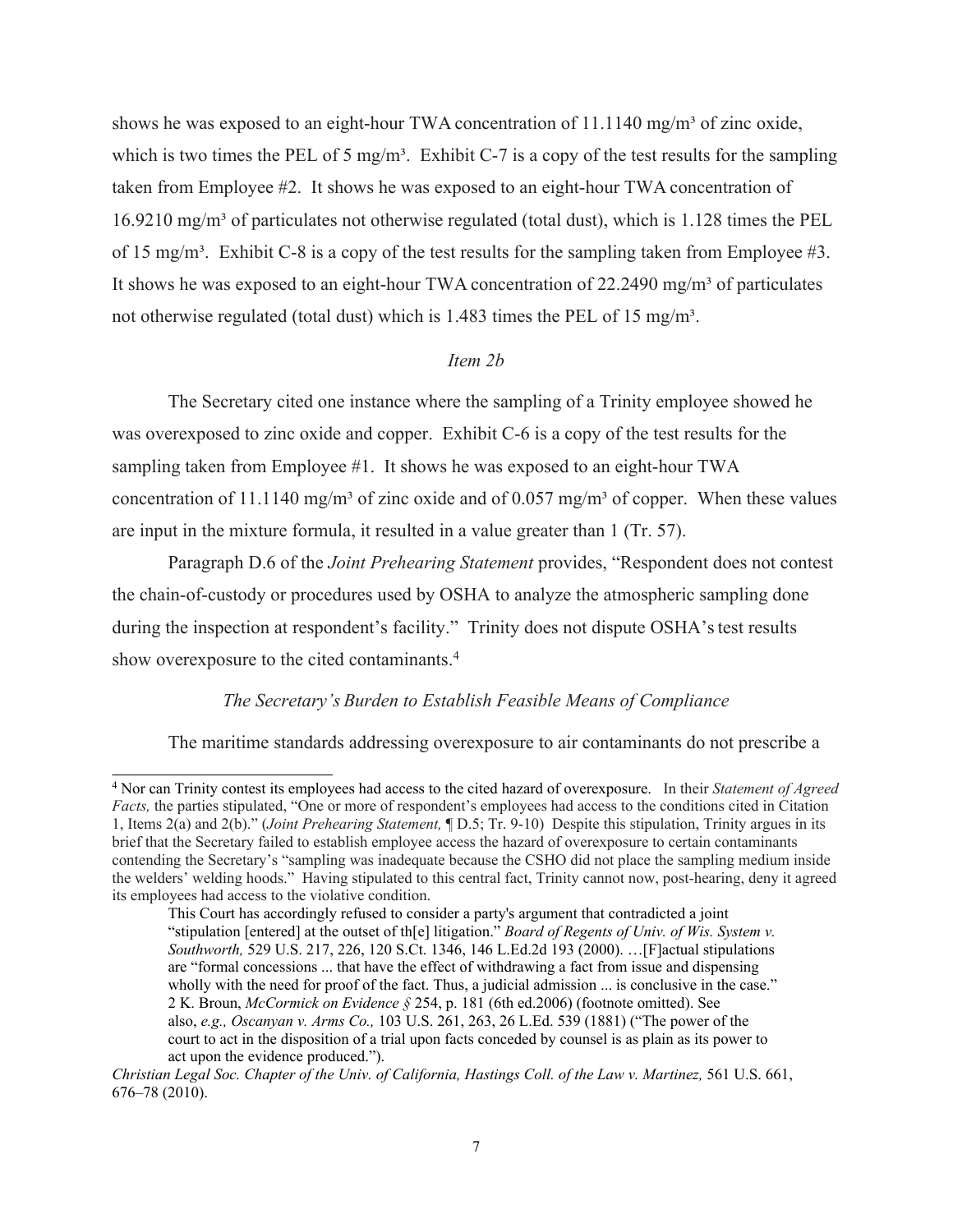shows he was exposed to an eight-hour TWA concentration of 11.1140 mg/m³ of zinc oxide, which is two times the PEL of 5 mg/m³. Exhibit C-7 is a copy of the test results for the sampling taken from Employee #2. It shows he was exposed to an eight-hour TWA concentration of 16.9210 mg/m³ of particulates not otherwise regulated (total dust), which is 1.128 times the PEL of 15 mg/m³. Exhibit C-8 is a copy of the test results for the sampling taken from Employee #3. It shows he was exposed to an eight-hour TWA concentration of 22.2490 mg/m³ of particulates not otherwise regulated (total dust) which is 1.483 times the PEL of 15 mg/m³.

*Item 2b*

The Secretary cited one instance where the sampling of a Trinity employee showed he was overexposed to zinc oxide and copper. Exhibit C-6 is a copy of the test results for the sampling taken from Employee #1. It shows he was exposed to an eight-hour TWA concentration of 11.1140 mg/m³ of zinc oxide and of 0.057 mg/m³ of copper. When these values are input in the mixture formula, it resulted in a value greater than 1 (Tr. 57).

Paragraph D.6 of the *Joint Prehearing Statement* provides, "Respondent does not contest the chain-of-custody or procedures used by OSHA to analyze the atmospheric sampling done during the inspection at respondent's facility." Trinity does not dispute OSHA's test results show overexposure to the cited contaminants.[4]

*The Secretary's Burden to Establish Feasible Means of Compliance*

The maritime standards addressing overexposure to air contaminants do not prescribe a

---

[4] Nor can Trinity contest its employees had access to the cited hazard of overexposure. In their *Statement of Agreed Facts,* the parties stipulated, "One or more of respondent's employees had access to the conditions cited in Citation 1, Items 2(a) and 2(b)." (*Joint Prehearing Statement,* ¶ D.5; Tr. 9-10) Despite this stipulation, Trinity argues in its brief that the Secretary failed to establish employee access the hazard of overexposure to certain contaminants contending the Secretary's "sampling was inadequate because the CSHO did not place the sampling medium inside the welders' welding hoods." Having stipulated to this central fact, Trinity cannot now, post-hearing, deny it agreed its employees had access to the violative condition.

> This Court has accordingly refused to consider a party's argument that contradicted a joint "stipulation [entered] at the outset of th[e] litigation." *Board of Regents of Univ. of Wis. System v. Southworth,* 529 U.S. 217, 226, 120 S.Ct. 1346, 146 L.Ed.2d 193 (2000). …[F]actual stipulations are "formal concessions ... that have the effect of withdrawing a fact from issue and dispensing wholly with the need for proof of the fact. Thus, a judicial admission ... is conclusive in the case." 2 K. Broun, *McCormick on Evidence §* 254, p. 181 (6th ed.2006) (footnote omitted). See also, *e.g., Oscanyan v. Arms Co.,* 103 U.S. 261, 263, 26 L.Ed. 539 (1881) ("The power of the court to act in the disposition of a trial upon facts conceded by counsel is as plain as its power to act upon the evidence produced.").

*Christian Legal Soc. Chapter of the Univ. of California, Hastings Coll. of the Law v. Martinez,* 561 U.S. 661, 676–78 (2010).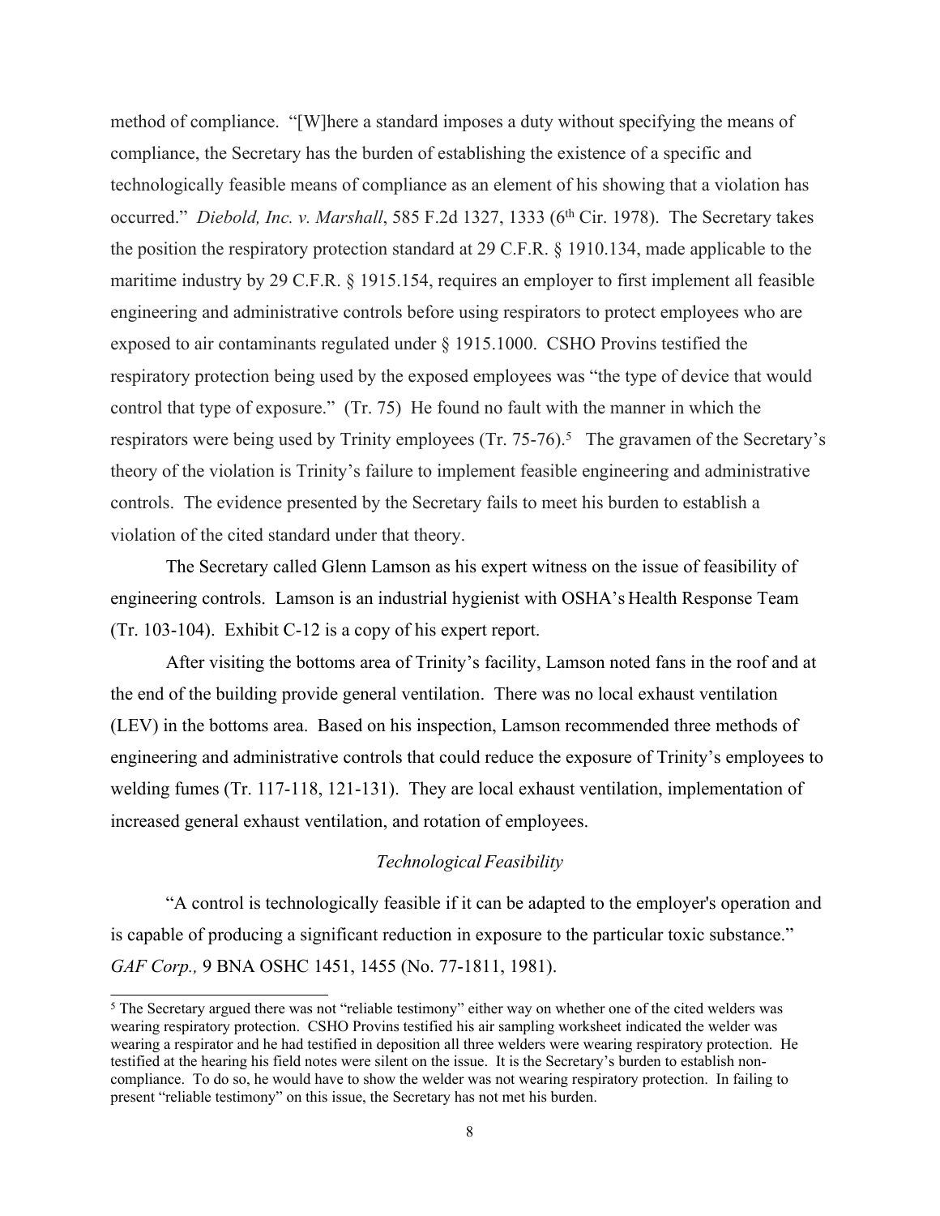method of compliance. "[W]here a standard imposes a duty without specifying the means of compliance, the Secretary has the burden of establishing the existence of a specific and technologically feasible means of compliance as an element of his showing that a violation has occurred." *Diebold, Inc. v. Marshall*, 585 F.2d 1327, 1333 (6th Cir. 1978). The Secretary takes the position the respiratory protection standard at 29 C.F.R. § 1910.134, made applicable to the maritime industry by 29 C.F.R. § 1915.154, requires an employer to first implement all feasible engineering and administrative controls before using respirators to protect employees who are exposed to air contaminants regulated under § 1915.1000. CSHO Provins testified the respiratory protection being used by the exposed employees was "the type of device that would control that type of exposure." (Tr. 75) He found no fault with the manner in which the respirators were being used by Trinity employees (Tr. 75-76).[5] The gravamen of the Secretary's theory of the violation is Trinity's failure to implement feasible engineering and administrative controls. The evidence presented by the Secretary fails to meet his burden to establish a violation of the cited standard under that theory.

The Secretary called Glenn Lamson as his expert witness on the issue of feasibility of engineering controls. Lamson is an industrial hygienist with OSHA's Health Response Team (Tr. 103-104). Exhibit C-12 is a copy of his expert report.

After visiting the bottoms area of Trinity's facility, Lamson noted fans in the roof and at the end of the building provide general ventilation. There was no local exhaust ventilation (LEV) in the bottoms area. Based on his inspection, Lamson recommended three methods of engineering and administrative controls that could reduce the exposure of Trinity's employees to welding fumes (Tr. 117-118, 121-131). They are local exhaust ventilation, implementation of increased general exhaust ventilation, and rotation of employees.

*Technological Feasibility*

"A control is technologically feasible if it can be adapted to the employer's operation and is capable of producing a significant reduction in exposure to the particular toxic substance." *GAF Corp.,* 9 BNA OSHC 1451, 1455 (No. 77-1811, 1981).

[5] The Secretary argued there was not "reliable testimony" either way on whether one of the cited welders was wearing respiratory protection. CSHO Provins testified his air sampling worksheet indicated the welder was wearing a respirator and he had testified in deposition all three welders were wearing respiratory protection. He testified at the hearing his field notes were silent on the issue. It is the Secretary's burden to establish non-compliance. To do so, he would have to show the welder was not wearing respiratory protection. In failing to present "reliable testimony" on this issue, the Secretary has not met his burden.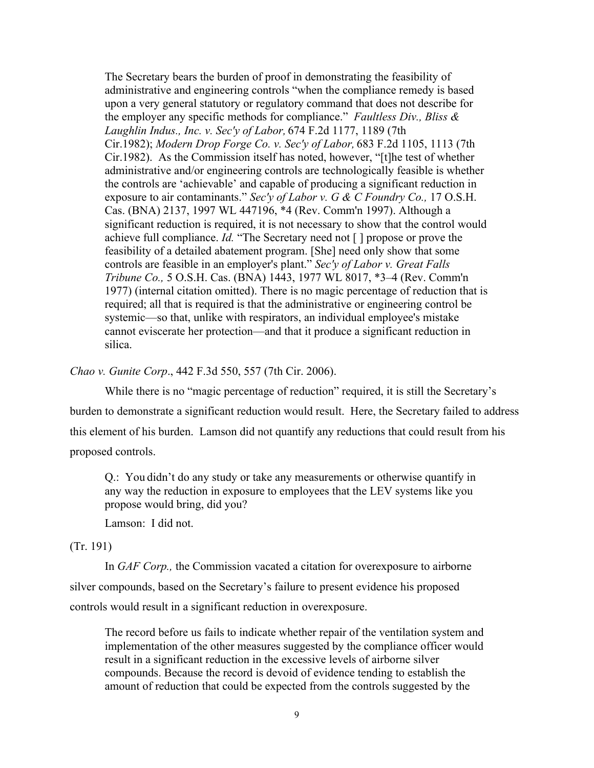> The Secretary bears the burden of proof in demonstrating the feasibility of administrative and engineering controls "when the compliance remedy is based upon a very general statutory or regulatory command that does not describe for the employer any specific methods for compliance." *Faultless Div., Bliss & Laughlin Indus., Inc. v. Sec'y of Labor,* 674 F.2d 1177, 1189 (7th Cir.1982); *Modern Drop Forge Co. v. Sec'y of Labor,* 683 F.2d 1105, 1113 (7th Cir.1982). As the Commission itself has noted, however, "[t]he test of whether administrative and/or engineering controls are technologically feasible is whether the controls are 'achievable' and capable of producing a significant reduction in exposure to air contaminants." *Sec'y of Labor v. G & C Foundry Co.,* 17 O.S.H. Cas. (BNA) 2137, 1997 WL 447196, *4 (Rev. Comm'n 1997). Although a significant reduction is required, it is not necessary to show that the control would achieve full compliance. *Id.* "The Secretary need not [ ] propose or prove the feasibility of a detailed abatement program. [She] need only show that some controls are feasible in an employer's plant." *Sec'y of Labor v. Great Falls Tribune Co.,* 5 O.S.H. Cas. (BNA) 1443, 1977 WL 8017, *3–4 (Rev. Comm'n 1977) (internal citation omitted). There is no magic percentage of reduction that is required; all that is required is that the administrative or engineering control be systemic—so that, unlike with respirators, an individual employee's mistake cannot eviscerate her protection—and that it produce a significant reduction in silica.

*Chao v. Gunite Corp*., 442 F.3d 550, 557 (7th Cir. 2006).

While there is no "magic percentage of reduction" required, it is still the Secretary's burden to demonstrate a significant reduction would result. Here, the Secretary failed to address this element of his burden. Lamson did not quantify any reductions that could result from his proposed controls.

> Q.: You didn't do any study or take any measurements or otherwise quantify in any way the reduction in exposure to employees that the LEV systems like you propose would bring, did you?
>
> Lamson: I did not.

(Tr. 191)

In *GAF Corp.,* the Commission vacated a citation for overexposure to airborne silver compounds, based on the Secretary's failure to present evidence his proposed controls would result in a significant reduction in overexposure.

> The record before us fails to indicate whether repair of the ventilation system and implementation of the other measures suggested by the compliance officer would result in a significant reduction in the excessive levels of airborne silver compounds. Because the record is devoid of evidence tending to establish the amount of reduction that could be expected from the controls suggested by the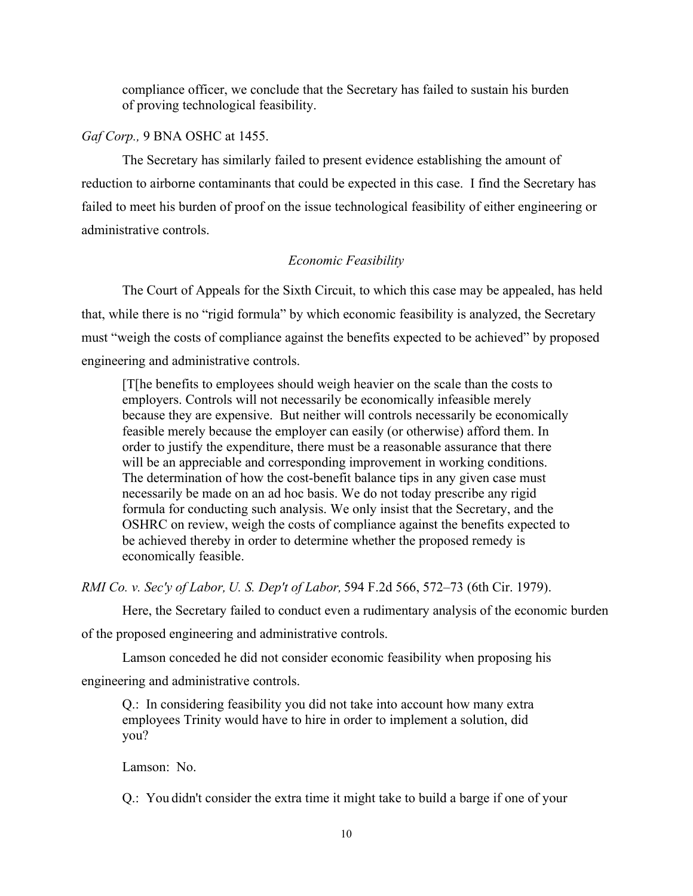> compliance officer, we conclude that the Secretary has failed to sustain his burden of proving technological feasibility.

*Gaf Corp.,* 9 BNA OSHC at 1455.

The Secretary has similarly failed to present evidence establishing the amount of reduction to airborne contaminants that could be expected in this case. I find the Secretary has failed to meet his burden of proof on the issue technological feasibility of either engineering or administrative controls.

*Economic Feasibility*

The Court of Appeals for the Sixth Circuit, to which this case may be appealed, has held that, while there is no "rigid formula" by which economic feasibility is analyzed, the Secretary must "weigh the costs of compliance against the benefits expected to be achieved" by proposed engineering and administrative controls.

> [T[he benefits to employees should weigh heavier on the scale than the costs to employers. Controls will not necessarily be economically infeasible merely because they are expensive. But neither will controls necessarily be economically feasible merely because the employer can easily (or otherwise) afford them. In order to justify the expenditure, there must be a reasonable assurance that there will be an appreciable and corresponding improvement in working conditions. The determination of how the cost-benefit balance tips in any given case must necessarily be made on an ad hoc basis. We do not today prescribe any rigid formula for conducting such analysis. We only insist that the Secretary, and the OSHRC on review, weigh the costs of compliance against the benefits expected to be achieved thereby in order to determine whether the proposed remedy is economically feasible.

*RMI Co. v. Sec'y of Labor, U. S. Dep't of Labor,* 594 F.2d 566, 572–73 (6th Cir. 1979).

Here, the Secretary failed to conduct even a rudimentary analysis of the economic burden of the proposed engineering and administrative controls.

Lamson conceded he did not consider economic feasibility when proposing his engineering and administrative controls.

> Q.: In considering feasibility you did not take into account how many extra employees Trinity would have to hire in order to implement a solution, did you?
>
> Lamson: No.
>
> Q.: You didn't consider the extra time it might take to build a barge if one of your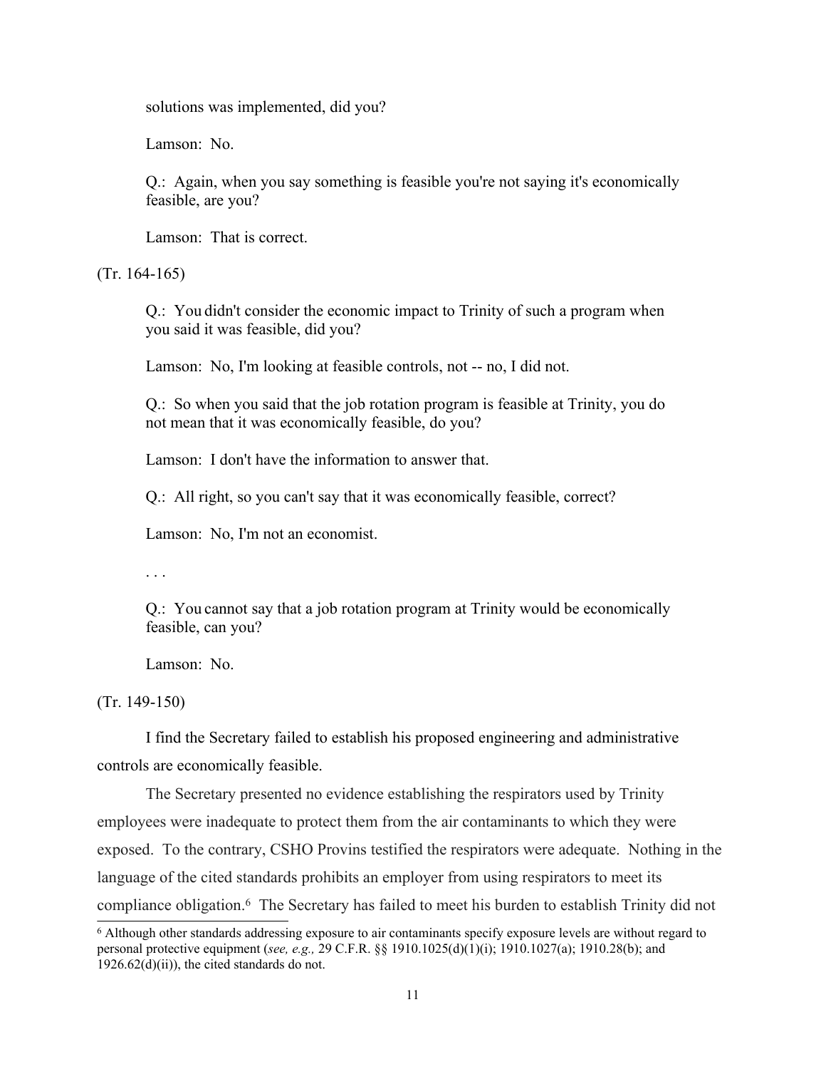solutions was implemented, did you?

Lamson: No.

Q.: Again, when you say something is feasible you're not saying it's economically feasible, are you?

Lamson: That is correct.

(Tr. 164-165)

Q.: You didn't consider the economic impact to Trinity of such a program when you said it was feasible, did you?

Lamson: No, I'm looking at feasible controls, not -- no, I did not.

Q.: So when you said that the job rotation program is feasible at Trinity, you do not mean that it was economically feasible, do you?

Lamson: I don't have the information to answer that.

Q.: All right, so you can't say that it was economically feasible, correct?

Lamson: No, I'm not an economist.

. . .

Q.: You cannot say that a job rotation program at Trinity would be economically feasible, can you?

Lamson: No.

(Tr. 149-150)

I find the Secretary failed to establish his proposed engineering and administrative controls are economically feasible.

The Secretary presented no evidence establishing the respirators used by Trinity employees were inadequate to protect them from the air contaminants to which they were exposed. To the contrary, CSHO Provins testified the respirators were adequate. Nothing in the language of the cited standards prohibits an employer from using respirators to meet its compliance obligation.[6] The Secretary has failed to meet his burden to establish Trinity did not

[6] Although other standards addressing exposure to air contaminants specify exposure levels are without regard to personal protective equipment (*see, e.g.,* 29 C.F.R. §§ 1910.1025(d)(1)(i); 1910.1027(a); 1910.28(b); and 1926.62(d)(ii)), the cited standards do not.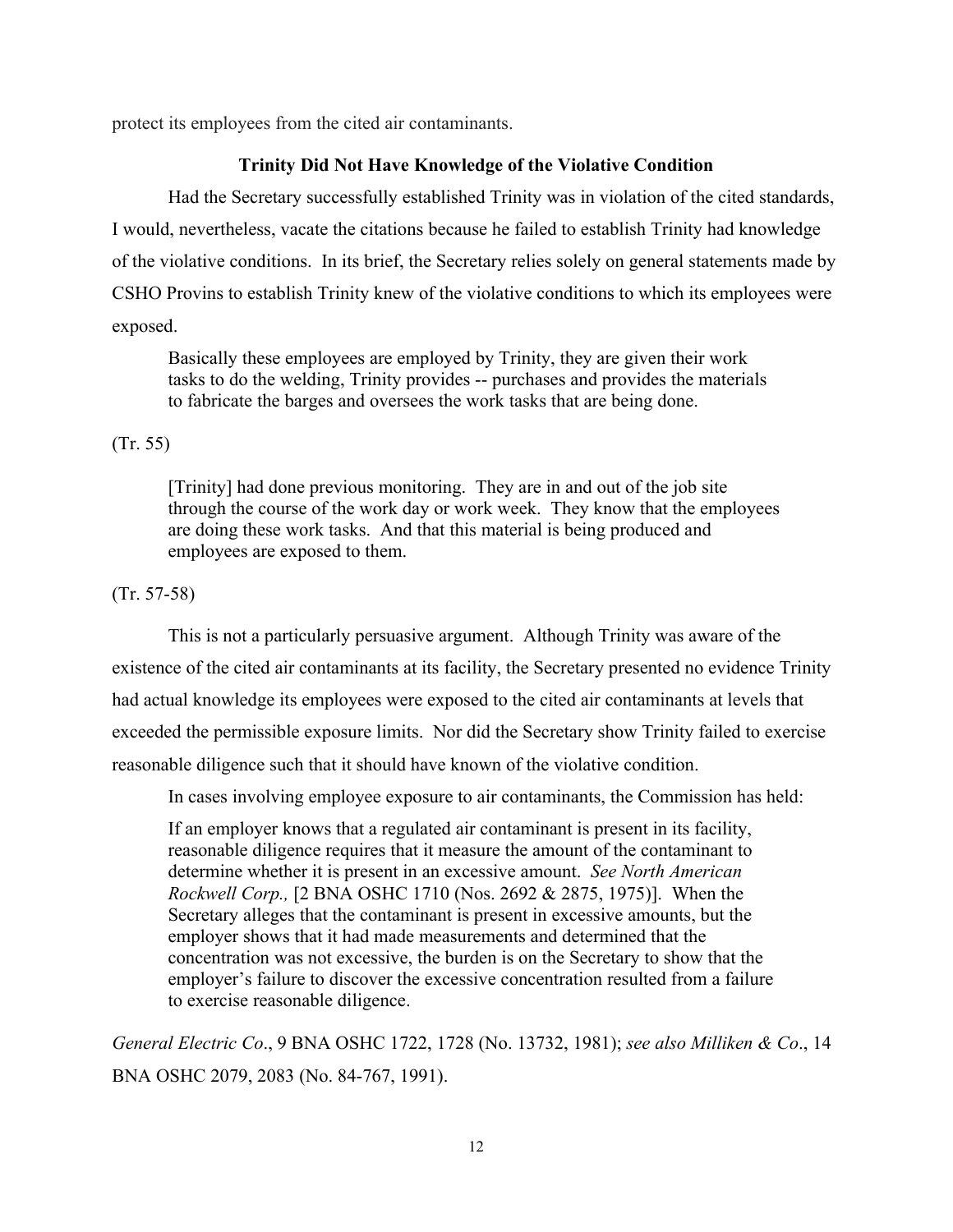protect its employees from the cited air contaminants.

**Trinity Did Not Have Knowledge of the Violative Condition**

Had the Secretary successfully established Trinity was in violation of the cited standards, I would, nevertheless, vacate the citations because he failed to establish Trinity had knowledge of the violative conditions. In its brief, the Secretary relies solely on general statements made by CSHO Provins to establish Trinity knew of the violative conditions to which its employees were exposed.

> Basically these employees are employed by Trinity, they are given their work tasks to do the welding, Trinity provides -- purchases and provides the materials to fabricate the barges and oversees the work tasks that are being done.

(Tr. 55)

> [Trinity] had done previous monitoring. They are in and out of the job site through the course of the work day or work week. They know that the employees are doing these work tasks. And that this material is being produced and employees are exposed to them.

(Tr. 57-58)

This is not a particularly persuasive argument. Although Trinity was aware of the existence of the cited air contaminants at its facility, the Secretary presented no evidence Trinity had actual knowledge its employees were exposed to the cited air contaminants at levels that exceeded the permissible exposure limits. Nor did the Secretary show Trinity failed to exercise reasonable diligence such that it should have known of the violative condition.

In cases involving employee exposure to air contaminants, the Commission has held:

> If an employer knows that a regulated air contaminant is present in its facility, reasonable diligence requires that it measure the amount of the contaminant to determine whether it is present in an excessive amount. *See North American Rockwell Corp.,* [2 BNA OSHC 1710 (Nos. 2692 & 2875, 1975)]. When the Secretary alleges that the contaminant is present in excessive amounts, but the employer shows that it had made measurements and determined that the concentration was not excessive, the burden is on the Secretary to show that the employer's failure to discover the excessive concentration resulted from a failure to exercise reasonable diligence.

*General Electric Co*., 9 BNA OSHC 1722, 1728 (No. 13732, 1981); *see also Milliken & Co*., 14 BNA OSHC 2079, 2083 (No. 84-767, 1991).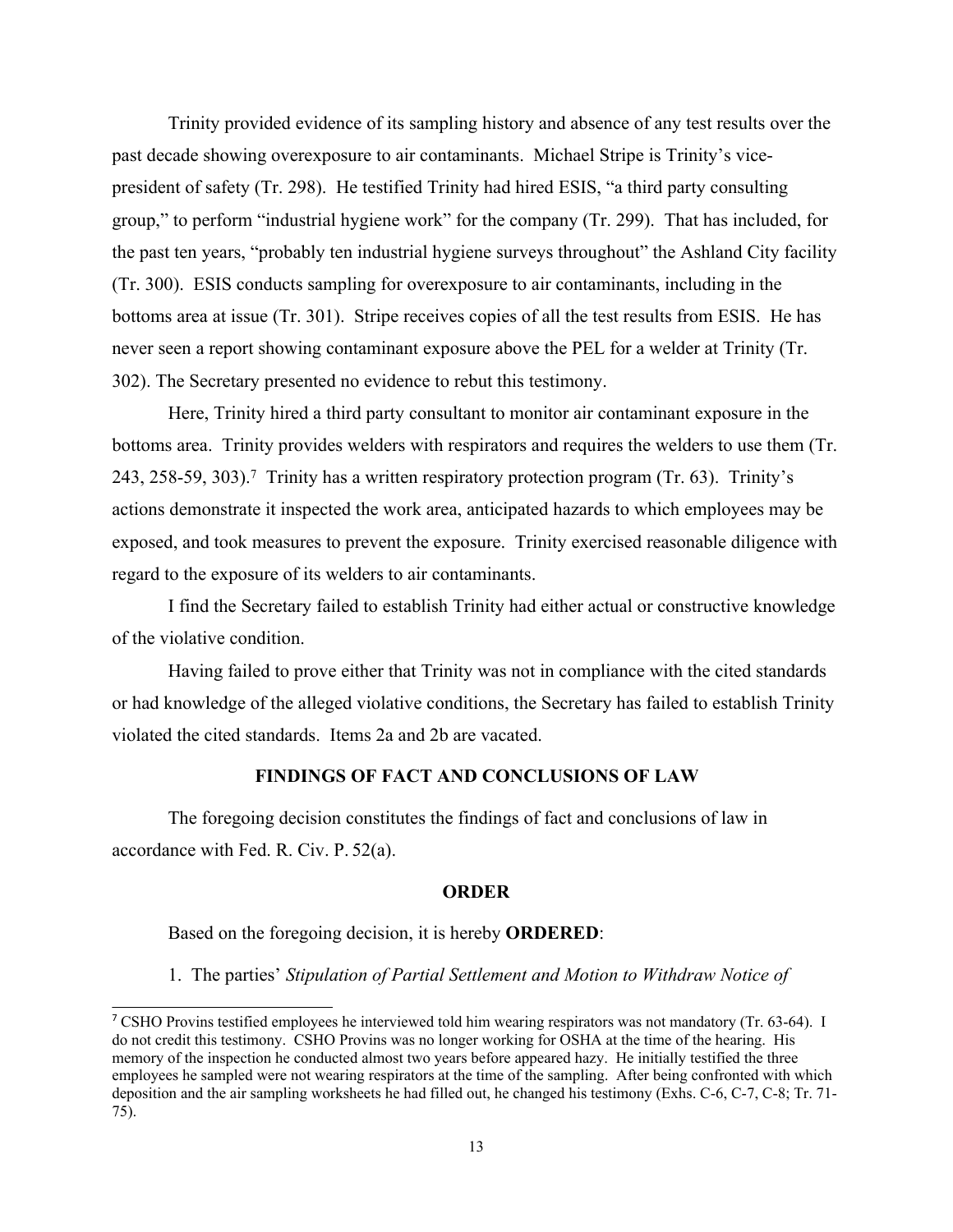Trinity provided evidence of its sampling history and absence of any test results over the past decade showing overexposure to air contaminants. Michael Stripe is Trinity's vice-president of safety (Tr. 298). He testified Trinity had hired ESIS, "a third party consulting group," to perform "industrial hygiene work" for the company (Tr. 299). That has included, for the past ten years, "probably ten industrial hygiene surveys throughout" the Ashland City facility (Tr. 300). ESIS conducts sampling for overexposure to air contaminants, including in the bottoms area at issue (Tr. 301). Stripe receives copies of all the test results from ESIS. He has never seen a report showing contaminant exposure above the PEL for a welder at Trinity (Tr. 302). The Secretary presented no evidence to rebut this testimony.

Here, Trinity hired a third party consultant to monitor air contaminant exposure in the bottoms area. Trinity provides welders with respirators and requires the welders to use them (Tr. 243, 258-59, 303).[7] Trinity has a written respiratory protection program (Tr. 63). Trinity's actions demonstrate it inspected the work area, anticipated hazards to which employees may be exposed, and took measures to prevent the exposure. Trinity exercised reasonable diligence with regard to the exposure of its welders to air contaminants.

I find the Secretary failed to establish Trinity had either actual or constructive knowledge of the violative condition.

Having failed to prove either that Trinity was not in compliance with the cited standards or had knowledge of the alleged violative conditions, the Secretary has failed to establish Trinity violated the cited standards. Items 2a and 2b are vacated.

## FINDINGS OF FACT AND CONCLUSIONS OF LAW

The foregoing decision constitutes the findings of fact and conclusions of law in accordance with Fed. R. Civ. P. 52(a).

## ORDER

Based on the foregoing decision, it is hereby **ORDERED**:

1. The parties' *Stipulation of Partial Settlement and Motion to Withdraw Notice of*

---

[7] CSHO Provins testified employees he interviewed told him wearing respirators was not mandatory (Tr. 63-64). I do not credit this testimony. CSHO Provins was no longer working for OSHA at the time of the hearing. His memory of the inspection he conducted almost two years before appeared hazy. He initially testified the three employees he sampled were not wearing respirators at the time of the sampling. After being confronted with which deposition and the air sampling worksheets he had filled out, he changed his testimony (Exhs. C-6, C-7, C-8; Tr. 71-75).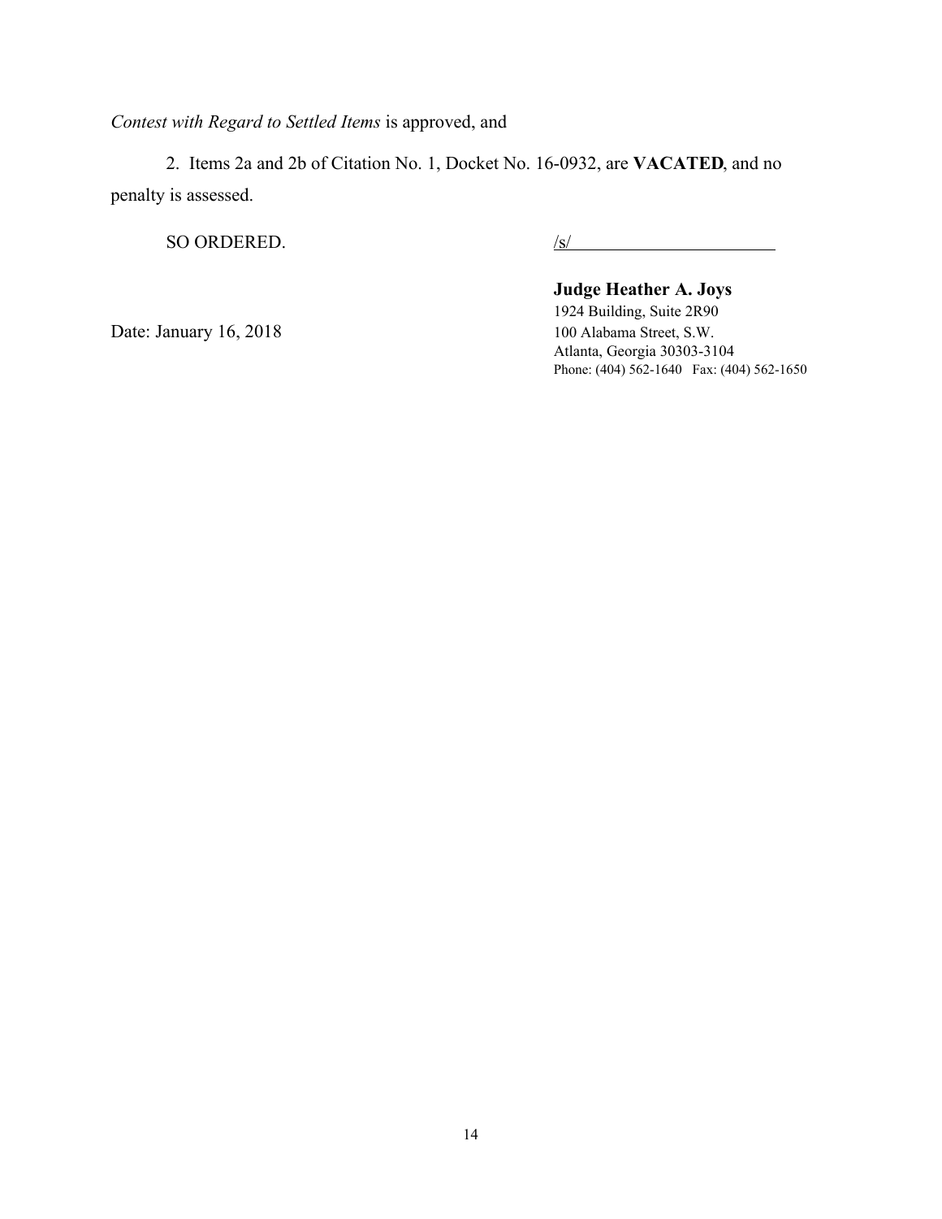*Contest with Regard to Settled Items* is approved, and

2. Items 2a and 2b of Citation No. 1, Docket No. 16-0932, are **VACATED**, and no penalty is assessed.

SO ORDERED.

/s/

**Judge Heather A. Joys**
1924 Building, Suite 2R90
100 Alabama Street, S.W.
Atlanta, Georgia 30303-3104
Phone: (404) 562-1640 Fax: (404) 562-1650

Date: January 16, 2018